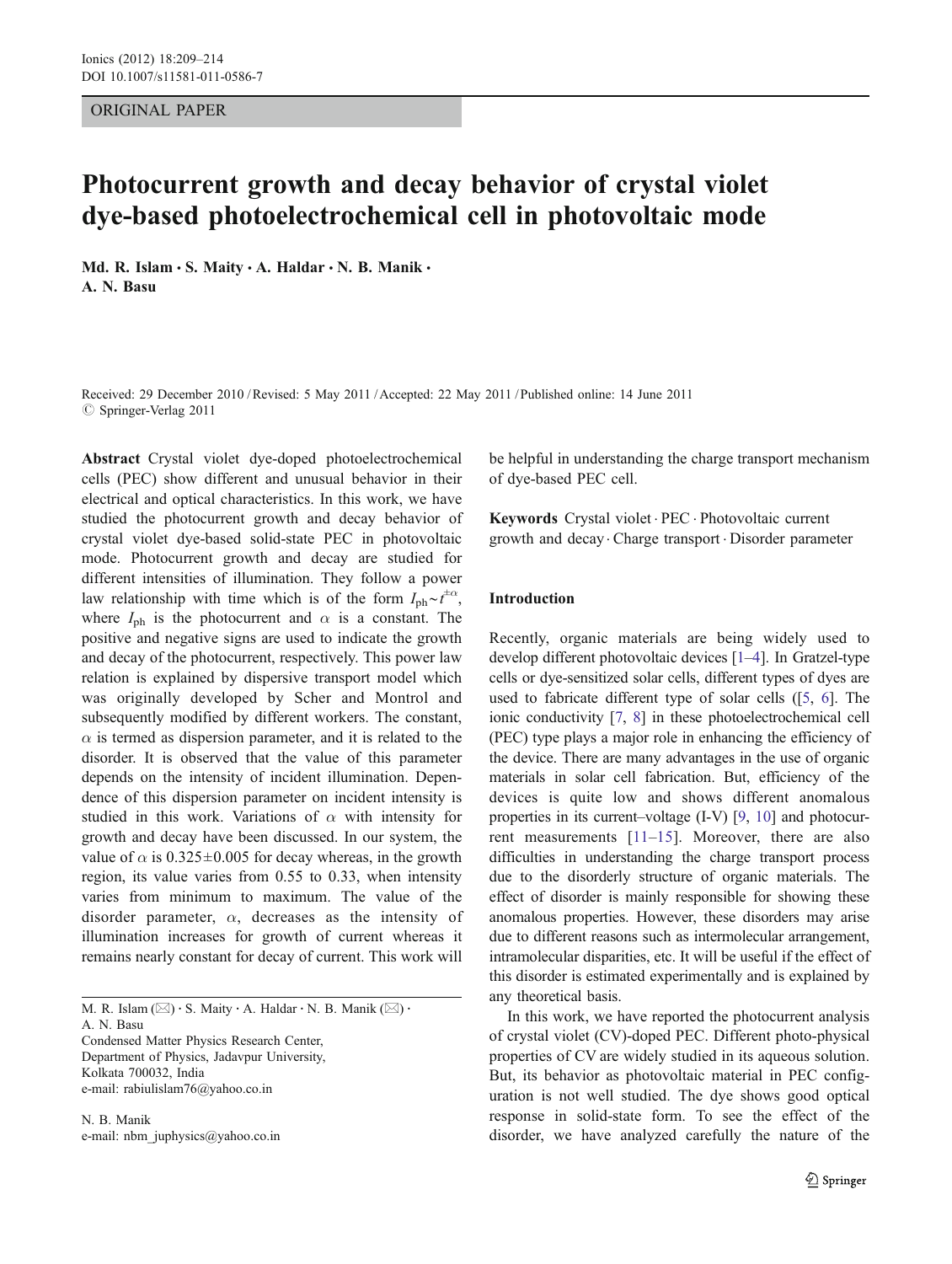ORIGINAL PAPER

# Photocurrent growth and decay behavior of crystal violet dye-based photoelectrochemical cell in photovoltaic mode

**Md. R. Islam · S. Maity · A. Haldar · N. B. Manik · A. N. Basu**

Received: 29 December 2010 / Revised: 5 May 2011 / Accepted: 22 May 2011 / Published online: 14 June 2011
© Springer-Verlag 2011

**Abstract** Crystal violet dye-doped photoelectrochemical cells (PEC) show different and unusual behavior in their electrical and optical characteristics. In this work, we have studied the photocurrent growth and decay behavior of crystal violet dye-based solid-state PEC in photovoltaic mode. Photocurrent growth and decay are studied for different intensities of illumination. They follow a power law relationship with time which is of the form $I_{ph} \sim t^{\pm\alpha}$, where $I_{ph}$ is the photocurrent and $\alpha$ is a constant. The positive and negative signs are used to indicate the growth and decay of the photocurrent, respectively. This power law relation is explained by dispersive transport model which was originally developed by Scher and Montrol and subsequently modified by different workers. The constant, $\alpha$ is termed as dispersion parameter, and it is related to the disorder. It is observed that the value of this parameter depends on the intensity of incident illumination. Dependence of this dispersion parameter on incident intensity is studied in this work. Variations of $\alpha$ with intensity for growth and decay have been discussed. In our system, the value of $\alpha$ is $0.325 \pm 0.005$ for decay whereas, in the growth region, its value varies from 0.55 to 0.33, when intensity varies from minimum to maximum. The value of the disorder parameter, $\alpha$, decreases as the intensity of illumination increases for growth of current whereas it remains nearly constant for decay of current. This work will be helpful in understanding the charge transport mechanism of dye-based PEC cell.

**Keywords** Crystal violet · PEC · Photovoltaic current growth and decay · Charge transport · Disorder parameter

M. R. Islam (✉) · S. Maity · A. Haldar · N. B. Manik (✉) · A. N. Basu
Condensed Matter Physics Research Center, Department of Physics, Jadavpur University, Kolkata 700032, India
e-mail: rabiulislam76@yahoo.co.in

N. B. Manik
e-mail: nbm_juphysics@yahoo.co.in

## Introduction

Recently, organic materials are being widely used to develop different photovoltaic devices [1–4]. In Gratzel-type cells or dye-sensitized solar cells, different types of dyes are used to fabricate different type of solar cells ([5, 6]. The ionic conductivity [7, 8] in these photoelectrochemical cell (PEC) type plays a major role in enhancing the efficiency of the device. There are many advantages in the use of organic materials in solar cell fabrication. But, efficiency of the devices is quite low and shows different anomalous properties in its current–voltage (I-V) [9, 10] and photocurrent measurements [11–15]. Moreover, there are also difficulties in understanding the charge transport process due to the disorderly structure of organic materials. The effect of disorder is mainly responsible for showing these anomalous properties. However, these disorders may arise due to different reasons such as intermolecular arrangement, intramolecular disparities, etc. It will be useful if the effect of this disorder is estimated experimentally and is explained by any theoretical basis.

In this work, we have reported the photocurrent analysis of crystal violet (CV)-doped PEC. Different photo-physical properties of CV are widely studied in its aqueous solution. But, its behavior as photovoltaic material in PEC configuration is not well studied. The dye shows good optical response in solid-state form. To see the effect of the disorder, we have analyzed carefully the nature of the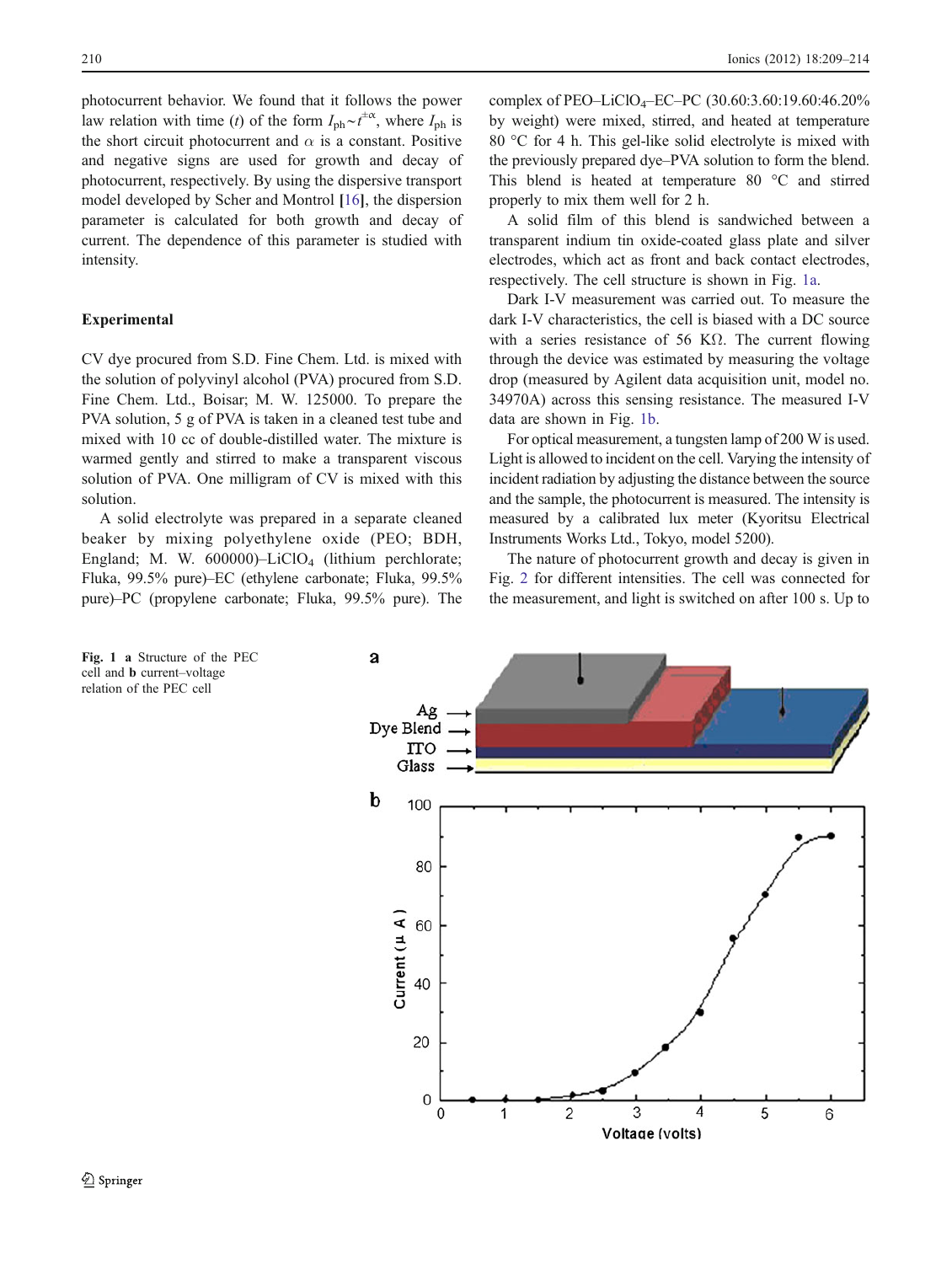photocurrent behavior. We found that it follows the power law relation with time ($t$) of the form $I_{ph} \sim t^{\pm\alpha}$, where $I_{ph}$ is the short circuit photocurrent and $\alpha$ is a constant. Positive and negative signs are used for growth and decay of photocurrent, respectively. By using the dispersive transport model developed by Scher and Montrol [16], the dispersion parameter is calculated for both growth and decay of current. The dependence of this parameter is studied with intensity.

## Experimental

CV dye procured from S.D. Fine Chem. Ltd. is mixed with the solution of polyvinyl alcohol (PVA) procured from S.D. Fine Chem. Ltd., Boisar; M. W. 125000. To prepare the PVA solution, 5 g of PVA is taken in a cleaned test tube and mixed with 10 cc of double-distilled water. The mixture is warmed gently and stirred to make a transparent viscous solution of PVA. One milligram of CV is mixed with this solution.

A solid electrolyte was prepared in a separate cleaned beaker by mixing polyethylene oxide (PEO; BDH, England; M. W. 600000)–$LiClO_4$ (lithium perchlorate; Fluka, 99.5% pure)–EC (ethylene carbonate; Fluka, 99.5% pure)–PC (propylene carbonate; Fluka, 99.5% pure). The complex of PEO–$LiClO_4$–EC–PC (30.60:3.60:19.60:46.20% by weight) were mixed, stirred, and heated at temperature 80 °C for 4 h. This gel-like solid electrolyte is mixed with the previously prepared dye–PVA solution to form the blend. This blend is heated at temperature 80 °C and stirred properly to mix them well for 2 h.

A solid film of this blend is sandwiched between a transparent indium tin oxide-coated glass plate and silver electrodes, which act as front and back contact electrodes, respectively. The cell structure is shown in Fig. 1a.

Dark I-V measurement was carried out. To measure the dark I-V characteristics, the cell is biased with a DC source with a series resistance of 56 KΩ. The current flowing through the device was estimated by measuring the voltage drop (measured by Agilent data acquisition unit, model no. 34970A) across this sensing resistance. The measured I-V data are shown in Fig. 1b.

For optical measurement, a tungsten lamp of 200 W is used. Light is allowed to incident on the cell. Varying the intensity of incident radiation by adjusting the distance between the source and the sample, the photocurrent is measured. The intensity is measured by a calibrated lux meter (Kyoritsu Electrical Instruments Works Ltd., Tokyo, model 5200).

The nature of photocurrent growth and decay is given in Fig. 2 for different intensities. The cell was connected for the measurement, and light is switched on after 100 s. Up to

**Fig. 1** **a** Structure of the PEC cell and **b** current–voltage relation of the PEC cell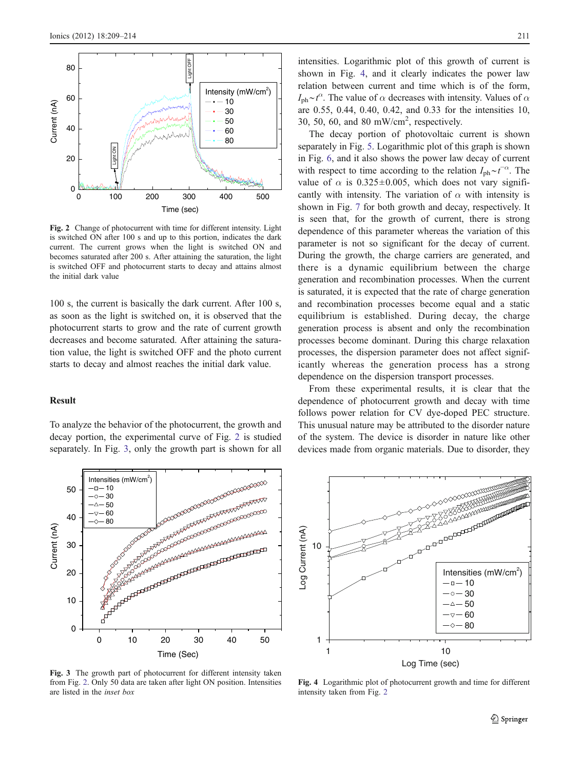Fig. 2 Change of photocurrent with time for different intensity. Light is switched ON after 100 s and up to this portion, indicates the dark current. The current grows when the light is switched ON and becomes saturated after 200 s. After attaining the saturation, the light is switched OFF and photocurrent starts to decay and attains almost the initial dark value

100 s, the current is basically the dark current. After 100 s, as soon as the light is switched on, it is observed that the photocurrent starts to grow and the rate of current growth decreases and become saturated. After attaining the saturation value, the light is switched OFF and the photo current starts to decay and almost reaches the initial dark value.

## Result

To analyze the behavior of the photocurrent, the growth and decay portion, the experimental curve of Fig. 2 is studied separately. In Fig. 3, only the growth part is shown for all intensities. Logarithmic plot of this growth of current is shown in Fig. 4, and it clearly indicates the power law relation between current and time which is of the form, $I_{ph} \sim t^{\alpha}$. The value of $\alpha$ decreases with intensity. Values of $\alpha$ are 0.55, 0.44, 0.40, 0.42, and 0.33 for the intensities 10, 30, 50, 60, and 80 mW/cm$^2$, respectively.

The decay portion of photovoltaic current is shown separately in Fig. 5. Logarithmic plot of this graph is shown in Fig. 6, and it also shows the power law decay of current with respect to time according to the relation $I_{ph} \sim t^{-\alpha}$. The value of $\alpha$ is 0.325±0.005, which does not vary significantly with intensity. The variation of $\alpha$ with intensity is shown in Fig. 7 for both growth and decay, respectively. It is seen that, for the growth of current, there is strong dependence of this parameter whereas the variation of this parameter is not so significant for the decay of current. During the growth, the charge carriers are generated, and there is a dynamic equilibrium between the charge generation and recombination processes. When the current is saturated, it is expected that the rate of charge generation and recombination processes become equal and a static equilibrium is established. During decay, the charge generation process is absent and only the recombination processes become dominant. During this charge relaxation processes, the dispersion parameter does not affect significantly whereas the generation process has a strong dependence on the dispersion transport processes.

From these experimental results, it is clear that the dependence of photocurrent growth and decay with time follows power relation for CV dye-doped PEC structure. This unusual nature may be attributed to the disorder nature of the system. The device is disorder in nature like other devices made from organic materials. Due to disorder, they

Fig. 3 The growth part of photocurrent for different intensity taken from Fig. 2. Only 50 data are taken after light ON position. Intensities are listed in the *inset box*

Fig. 4 Logarithmic plot of photocurrent growth and time for different intensity taken from Fig. 2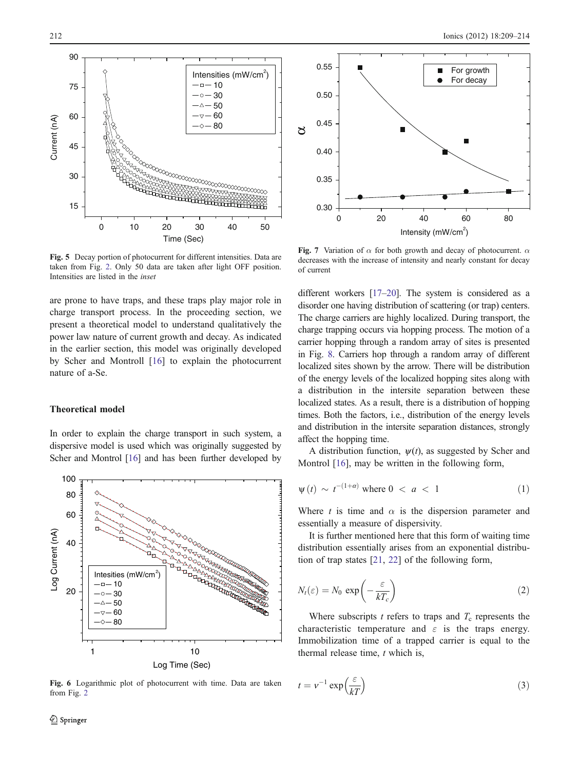Fig. 5 Decay portion of photocurrent for different intensities. Data are taken from Fig. 2. Only 50 data are taken after light OFF position. Intensities are listed in the *inset*

Fig. 6 Logarithmic plot of photocurrent with time. Data are taken from Fig. 2

Fig. 7 Variation of $\alpha$ for both growth and decay of photocurrent. $\alpha$ decreases with the increase of intensity and nearly constant for decay of current

are prone to have traps, and these traps play major role in charge transport process. In the proceeding section, we present a theoretical model to understand qualitatively the power law nature of current growth and decay. As indicated in the earlier section, this model was originally developed by Scher and Montroll [16] to explain the photocurrent nature of a-Se.

## Theoretical model

In order to explain the charge transport in such system, a dispersive model is used which was originally suggested by Scher and Montrol [16] and has been further developed by different workers [17–20]. The system is considered as a disorder one having distribution of scattering (or trap) centers. The charge carriers are highly localized. During transport, the charge trapping occurs via hopping process. The motion of a carrier hopping through a random array of sites is presented in Fig. 8. Carriers hop through a random array of different localized sites shown by the arrow. There will be distribution of the energy levels of the localized hopping sites along with a distribution in the intersite separation between these localized states. As a result, there is a distribution of hopping times. Both the factors, i.e., distribution of the energy levels and distribution in the intersite separation distances, strongly affect the hopping time.

A distribution function, $\psi(t)$, as suggested by Scher and Montrol [16], may be written in the following form,

$$\psi(t) \sim t^{-(1+\alpha)} \text{ where } 0 < a < 1 \tag{1}$$

Where $t$ is time and $\alpha$ is the dispersion parameter and essentially a measure of dispersivity.

It is further mentioned here that this form of waiting time distribution essentially arises from an exponential distribution of trap states [21, 22] of the following form,

$$N_t(\varepsilon) = N_0 \exp\left(-\frac{\varepsilon}{kT_c}\right) \tag{2}$$

Where subscripts $t$ refers to traps and $T_c$ represents the characteristic temperature and $\varepsilon$ is the traps energy. Immobilization time of a trapped carrier is equal to the thermal release time, $t$ which is,

$$t = v^{-1} \exp\left(\frac{\varepsilon}{kT}\right) \tag{3}$$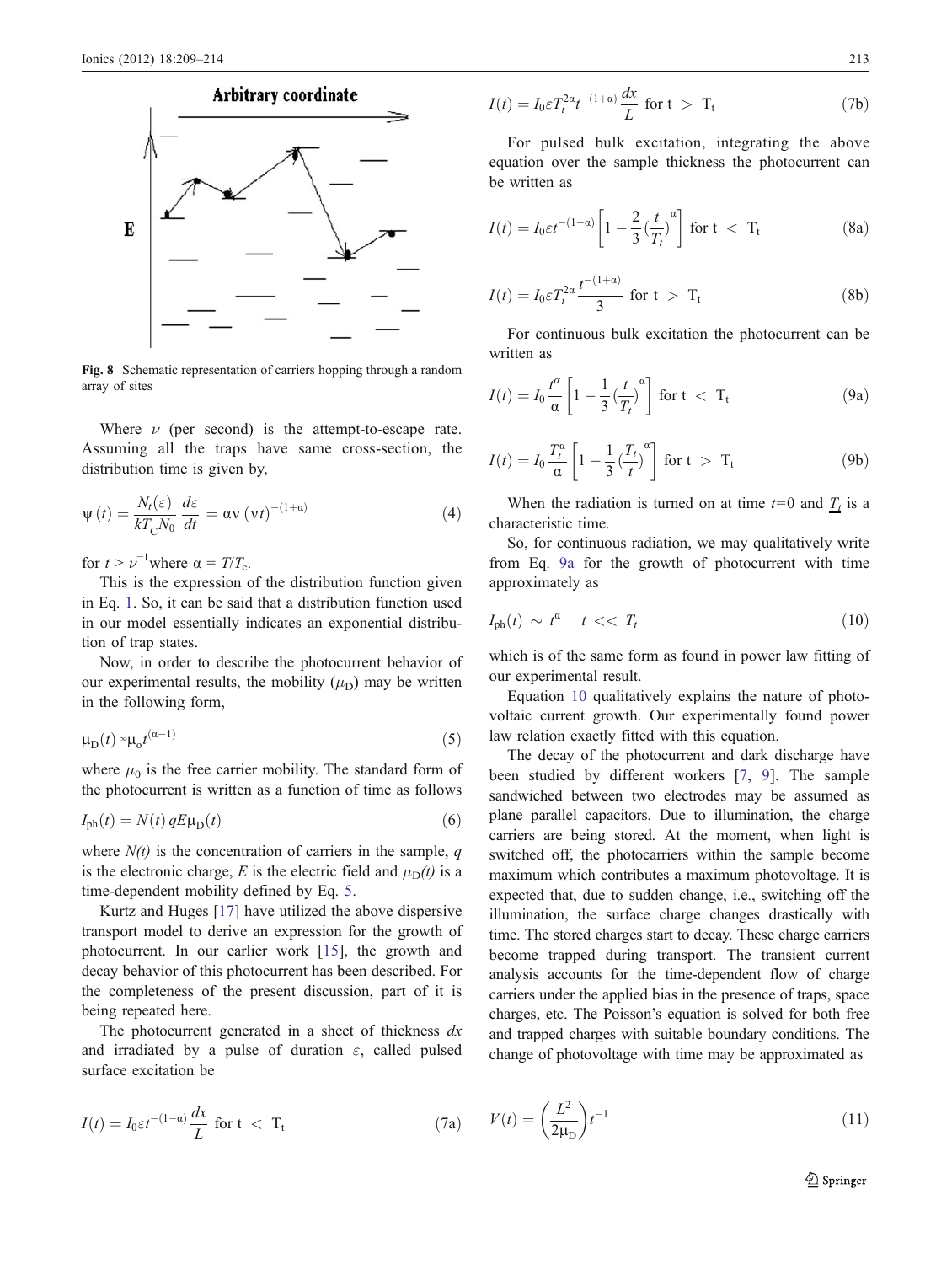Fig. 8 Schematic representation of carriers hopping through a random array of sites

Where $\nu$ (per second) is the attempt-to-escape rate. Assuming all the traps have same cross-section, the distribution time is given by,

$$\psi(t) = \frac{N_t(\varepsilon)}{kT_C N_0}\frac{d\varepsilon}{dt} = \alpha\nu\,(\nu t)^{-(1+\alpha)} \tag{4}$$

for $t > \nu^{-1}$where $\alpha = T/T_c$.

This is the expression of the distribution function given in Eq. 1. So, it can be said that a distribution function used in our model essentially indicates an exponential distribution of trap states.

Now, in order to describe the photocurrent behavior of our experimental results, the mobility ($\mu_D$) may be written in the following form,

$$\mu_D(t) \propto \mu_o t^{(\alpha-1)} \tag{5}$$

where $\mu_0$ is the free carrier mobility. The standard form of the photocurrent is written as a function of time as follows

$$I_{ph}(t) = N(t)\,qE\mu_D(t) \tag{6}$$

where $N(t)$ is the concentration of carriers in the sample, $q$ is the electronic charge, $E$ is the electric field and $\mu_D(t)$ is a time-dependent mobility defined by Eq. 5.

Kurtz and Huges [17] have utilized the above dispersive transport model to derive an expression for the growth of photocurrent. In our earlier work [15], the growth and decay behavior of this photocurrent has been described. For the completeness of the present discussion, part of it is being repeated here.

The photocurrent generated in a sheet of thickness $dx$ and irradiated by a pulse of duration $\varepsilon$, called pulsed surface excitation be

$$I(t) = I_0\varepsilon t^{-(1-\alpha)}\frac{dx}{L} \text{ for } t < T_t \tag{7a}$$

$$I(t) = I_0\varepsilon T_t^{2\alpha} t^{-(1+\alpha)}\frac{dx}{L} \text{ for } t > T_t \tag{7b}$$

For pulsed bulk excitation, integrating the above equation over the sample thickness the photocurrent can be written as

$$I(t) = I_0\varepsilon t^{-(1-\alpha)}\left[1 - \frac{2}{3}\left(\frac{t}{T_t}\right)^{\alpha}\right] \text{ for } t < T_t \tag{8a}$$

$$I(t) = I_0\varepsilon T_t^{2\alpha}\frac{t^{-(1+\alpha)}}{3} \text{ for } t > T_t \tag{8b}$$

For continuous bulk excitation the photocurrent can be written as

$$I(t) = I_0\frac{t^{\alpha}}{\alpha}\left[1 - \frac{1}{3}\left(\frac{t}{T_t}\right)^{\alpha}\right] \text{ for } t < T_t \tag{9a}$$

$$I(t) = I_0\frac{T_t^{\alpha}}{\alpha}\left[1 - \frac{1}{3}\left(\frac{T_t}{t}\right)^{\alpha}\right] \text{ for } t > T_t \tag{9b}$$

When the radiation is turned on at time $t$=0 and $\underline{T_t}$ is a characteristic time.

So, for continuous radiation, we may qualitatively write from Eq. 9a for the growth of photocurrent with time approximately as

$$I_{ph}(t) \sim t^{\alpha} \quad t << T_t \tag{10}$$

which is of the same form as found in power law fitting of our experimental result.

Equation 10 qualitatively explains the nature of photovoltaic current growth. Our experimentally found power law relation exactly fitted with this equation.

The decay of the photocurrent and dark discharge have been studied by different workers [7, 9]. The sample sandwiched between two electrodes may be assumed as plane parallel capacitors. Due to illumination, the charge carriers are being stored. At the moment, when light is switched off, the photocarriers within the sample become maximum which contributes a maximum photovoltage. It is expected that, due to sudden change, i.e., switching off the illumination, the surface charge changes drastically with time. The stored charges start to decay. These charge carriers become trapped during transport. The transient current analysis accounts for the time-dependent flow of charge carriers under the applied bias in the presence of traps, space charges, etc. The Poisson's equation is solved for both free and trapped charges with suitable boundary conditions. The change of photovoltage with time may be approximated as

$$V(t) = \left(\frac{L^2}{2\mu_D}\right)t^{-1} \tag{11}$$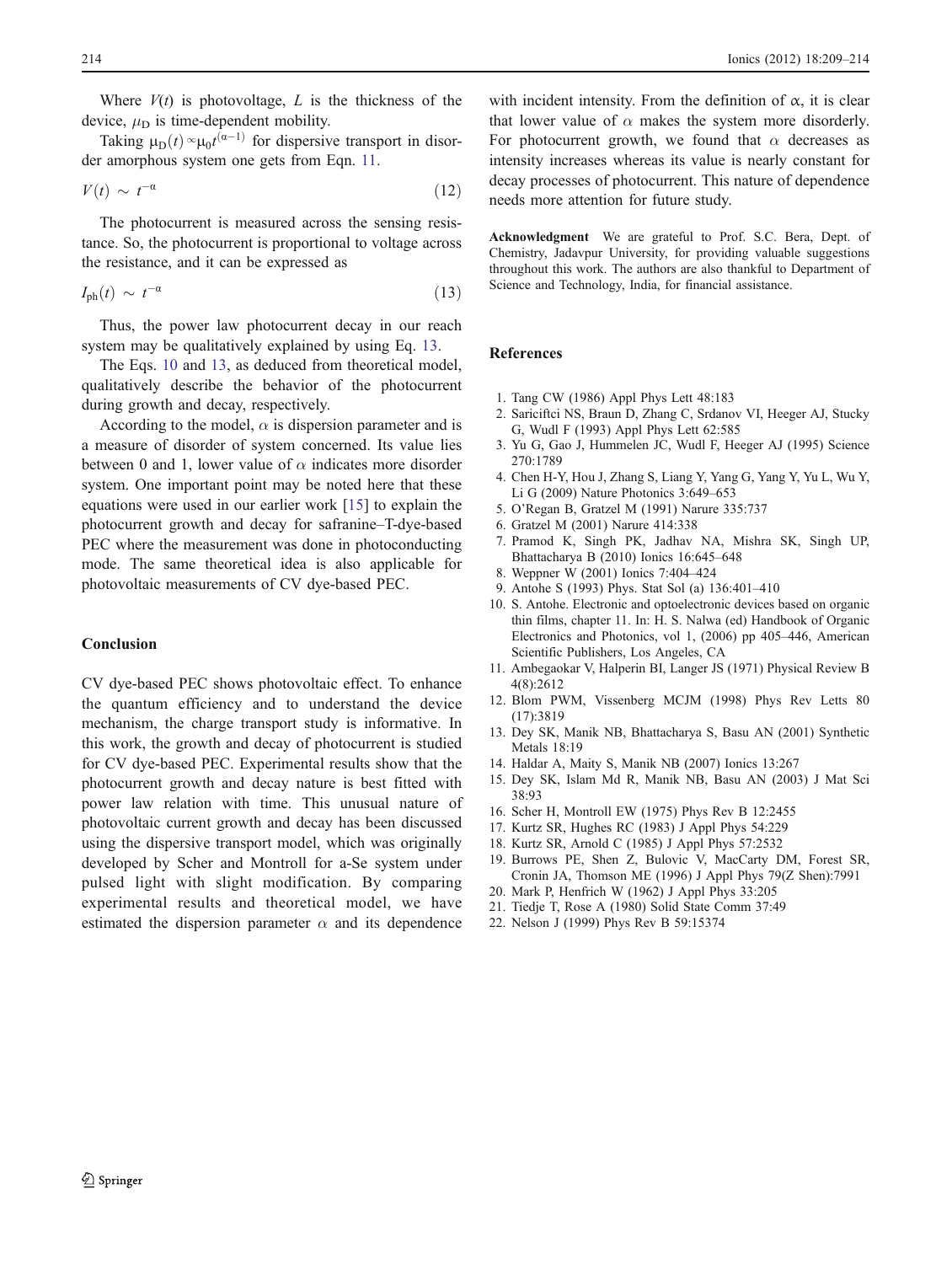Where $V(t)$ is photovoltage, $L$ is the thickness of the device, $\mu_D$ is time-dependent mobility.

Taking $\mu_D(t) \propto \mu_0 t^{(\alpha-1)}$ for dispersive transport in disorder amorphous system one gets from Eqn. 11.

$$V(t) \sim t^{-\alpha} \tag{12}$$

The photocurrent is measured across the sensing resistance. So, the photocurrent is proportional to voltage across the resistance, and it can be expressed as

$$I_{ph}(t) \sim t^{-\alpha} \tag{13}$$

Thus, the power law photocurrent decay in our reach system may be qualitatively explained by using Eq. 13.

The Eqs. 10 and 13, as deduced from theoretical model, qualitatively describe the behavior of the photocurrent during growth and decay, respectively.

According to the model, $\alpha$ is dispersion parameter and is a measure of disorder of system concerned. Its value lies between 0 and 1, lower value of $\alpha$ indicates more disorder system. One important point may be noted here that these equations were used in our earlier work [15] to explain the photocurrent growth and decay for safranine–T-dye-based PEC where the measurement was done in photoconducting mode. The same theoretical idea is also applicable for photovoltaic measurements of CV dye-based PEC.

## Conclusion

CV dye-based PEC shows photovoltaic effect. To enhance the quantum efficiency and to understand the device mechanism, the charge transport study is informative. In this work, the growth and decay of photocurrent is studied for CV dye-based PEC. Experimental results show that the photocurrent growth and decay nature is best fitted with power law relation with time. This unusual nature of photovoltaic current growth and decay has been discussed using the dispersive transport model, which was originally developed by Scher and Montroll for a-Se system under pulsed light with slight modification. By comparing experimental results and theoretical model, we have estimated the dispersion parameter $\alpha$ and its dependence with incident intensity. From the definition of $\alpha$, it is clear that lower value of $\alpha$ makes the system more disorderly. For photocurrent growth, we found that $\alpha$ decreases as intensity increases whereas its value is nearly constant for decay processes of photocurrent. This nature of dependence needs more attention for future study.

**Acknowledgment** We are grateful to Prof. S.C. Bera, Dept. of Chemistry, Jadavpur University, for providing valuable suggestions throughout this work. The authors are also thankful to Department of Science and Technology, India, for financial assistance.

## References

1. Tang CW (1986) Appl Phys Lett 48:183
2. Sariciftci NS, Braun D, Zhang C, Srdanov VI, Heeger AJ, Stucky G, Wudl F (1993) Appl Phys Lett 62:585
3. Yu G, Gao J, Hummelen JC, Wudl F, Heeger AJ (1995) Science 270:1789
4. Chen H-Y, Hou J, Zhang S, Liang Y, Yang G, Yang Y, Yu L, Wu Y, Li G (2009) Nature Photonics 3:649–653
5. O'Regan B, Gratzel M (1991) Narure 335:737
6. Gratzel M (2001) Narure 414:338
7. Pramod K, Singh PK, Jadhav NA, Mishra SK, Singh UP, Bhattacharya B (2010) Ionics 16:645–648
8. Weppner W (2001) Ionics 7:404–424
9. Antohe S (1993) Phys. Stat Sol (a) 136:401–410
10. S. Antohe. Electronic and optoelectronic devices based on organic thin films, chapter 11. In: H. S. Nalwa (ed) Handbook of Organic Electronics and Photonics, vol 1, (2006) pp 405–446, American Scientific Publishers, Los Angeles, CA
11. Ambegaokar V, Halperin BI, Langer JS (1971) Physical Review B 4(8):2612
12. Blom PWM, Vissenberg MCJM (1998) Phys Rev Letts 80 (17):3819
13. Dey SK, Manik NB, Bhattacharya S, Basu AN (2001) Synthetic Metals 18:19
14. Haldar A, Maity S, Manik NB (2007) Ionics 13:267
15. Dey SK, Islam Md R, Manik NB, Basu AN (2003) J Mat Sci 38:93
16. Scher H, Montroll EW (1975) Phys Rev B 12:2455
17. Kurtz SR, Hughes RC (1983) J Appl Phys 54:229
18. Kurtz SR, Arnold C (1985) J Appl Phys 57:2532
19. Burrows PE, Shen Z, Bulovic V, MacCarty DM, Forest SR, Cronin JA, Thomson ME (1996) J Appl Phys 79(Z Shen):7991
20. Mark P, Henfrich W (1962) J Appl Phys 33:205
21. Tiedje T, Rose A (1980) Solid State Comm 37:49
22. Nelson J (1999) Phys Rev B 59:15374